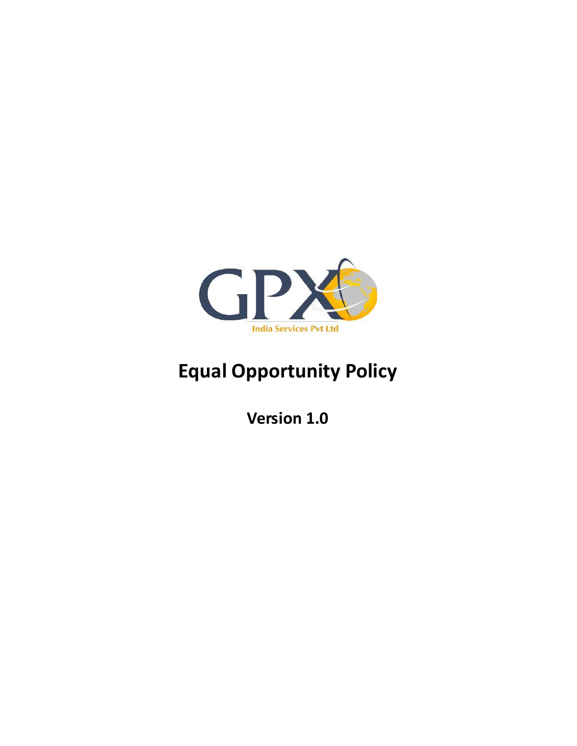GPX

India Services Pvt Ltd

# Equal Opportunity Policy

**Version 1.0**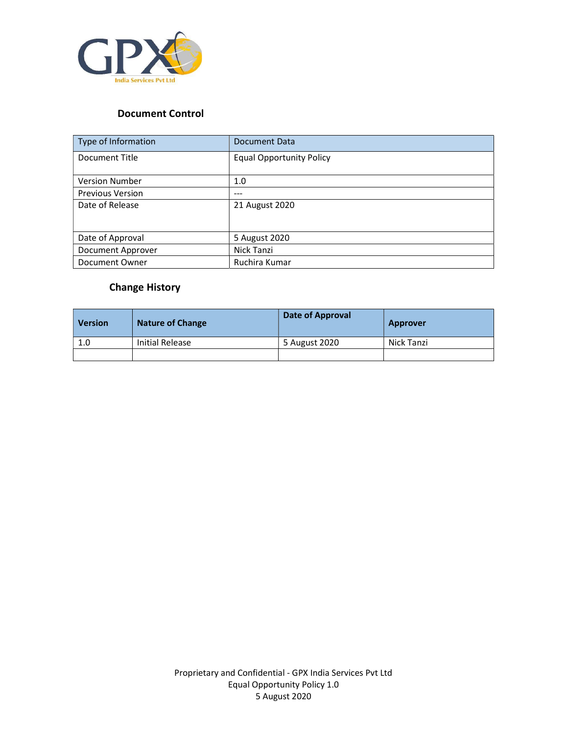## Document Control

| Type of Information | Document Data |
|---|---|
| Document Title | Equal Opportunity Policy |
| Version Number | 1.0 |
| Previous Version | --- |
| Date of Release | 21 August 2020 |
| Date of Approval | 5 August 2020 |
| Document Approver | Nick Tanzi |
| Document Owner | Ruchira Kumar |

## Change History

| Version | Nature of Change | Date of Approval | Approver |
|---|---|---|---|
| 1.0 | Initial Release | 5 August 2020 | Nick Tanzi |
| | | | |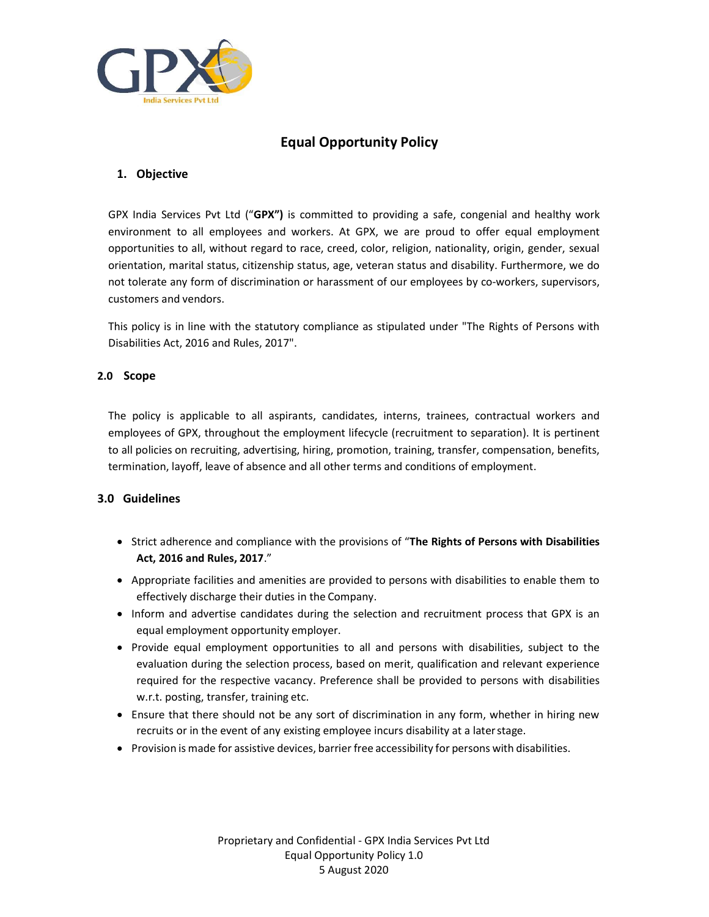# Equal Opportunity Policy

## 1. Objective

GPX India Services Pvt Ltd (“**GPX”)** is committed to providing a safe, congenial and healthy work environment to all employees and workers. At GPX, we are proud to offer equal employment opportunities to all, without regard to race, creed, color, religion, nationality, origin, gender, sexual orientation, marital status, citizenship status, age, veteran status and disability. Furthermore, we do not tolerate any form of discrimination or harassment of our employees by co-workers, supervisors, customers and vendors.

This policy is in line with the statutory compliance as stipulated under "The Rights of Persons with Disabilities Act, 2016 and Rules, 2017".

## 2.0 Scope

The policy is applicable to all aspirants, candidates, interns, trainees, contractual workers and employees of GPX, throughout the employment lifecycle (recruitment to separation). It is pertinent to all policies on recruiting, advertising, hiring, promotion, training, transfer, compensation, benefits, termination, layoff, leave of absence and all other terms and conditions of employment.

## 3.0 Guidelines

- Strict adherence and compliance with the provisions of “**The Rights of Persons with Disabilities Act, 2016 and Rules, 2017**.”
- Appropriate facilities and amenities are provided to persons with disabilities to enable them to effectively discharge their duties in the Company.
- Inform and advertise candidates during the selection and recruitment process that GPX is an equal employment opportunity employer.
- Provide equal employment opportunities to all and persons with disabilities, subject to the evaluation during the selection process, based on merit, qualification and relevant experience required for the respective vacancy. Preference shall be provided to persons with disabilities w.r.t. posting, transfer, training etc.
- Ensure that there should not be any sort of discrimination in any form, whether in hiring new recruits or in the event of any existing employee incurs disability at a later stage.
- Provision is made for assistive devices, barrier free accessibility for persons with disabilities.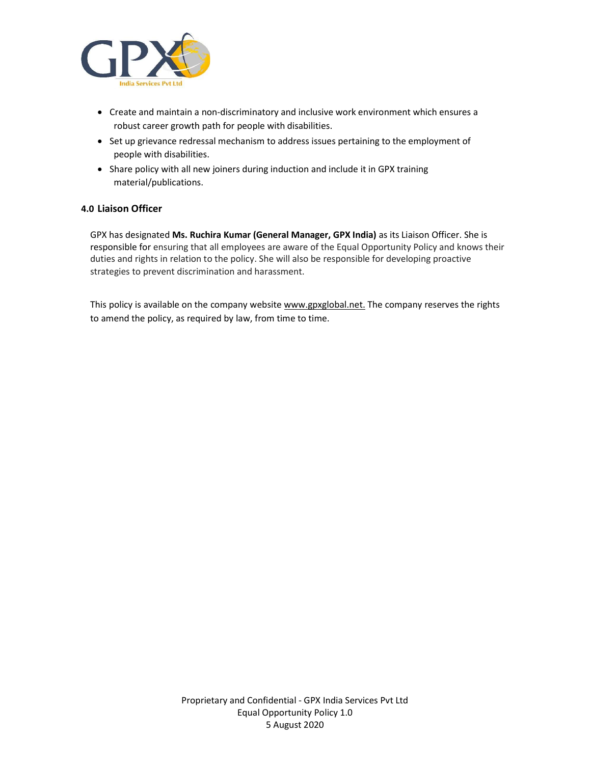- Create and maintain a non-discriminatory and inclusive work environment which ensures a robust career growth path for people with disabilities.
- Set up grievance redressal mechanism to address issues pertaining to the employment of people with disabilities.
- Share policy with all new joiners during induction and include it in GPX training material/publications.

## 4.0 Liaison Officer

GPX has designated **Ms. Ruchira Kumar (General Manager, GPX India)** as its Liaison Officer. She is responsible for ensuring that all employees are aware of the Equal Opportunity Policy and knows their duties and rights in relation to the policy. She will also be responsible for developing proactive strategies to prevent discrimination and harassment.

This policy is available on the company website www.gpxglobal.net. The company reserves the rights to amend the policy, as required by law, from time to time.